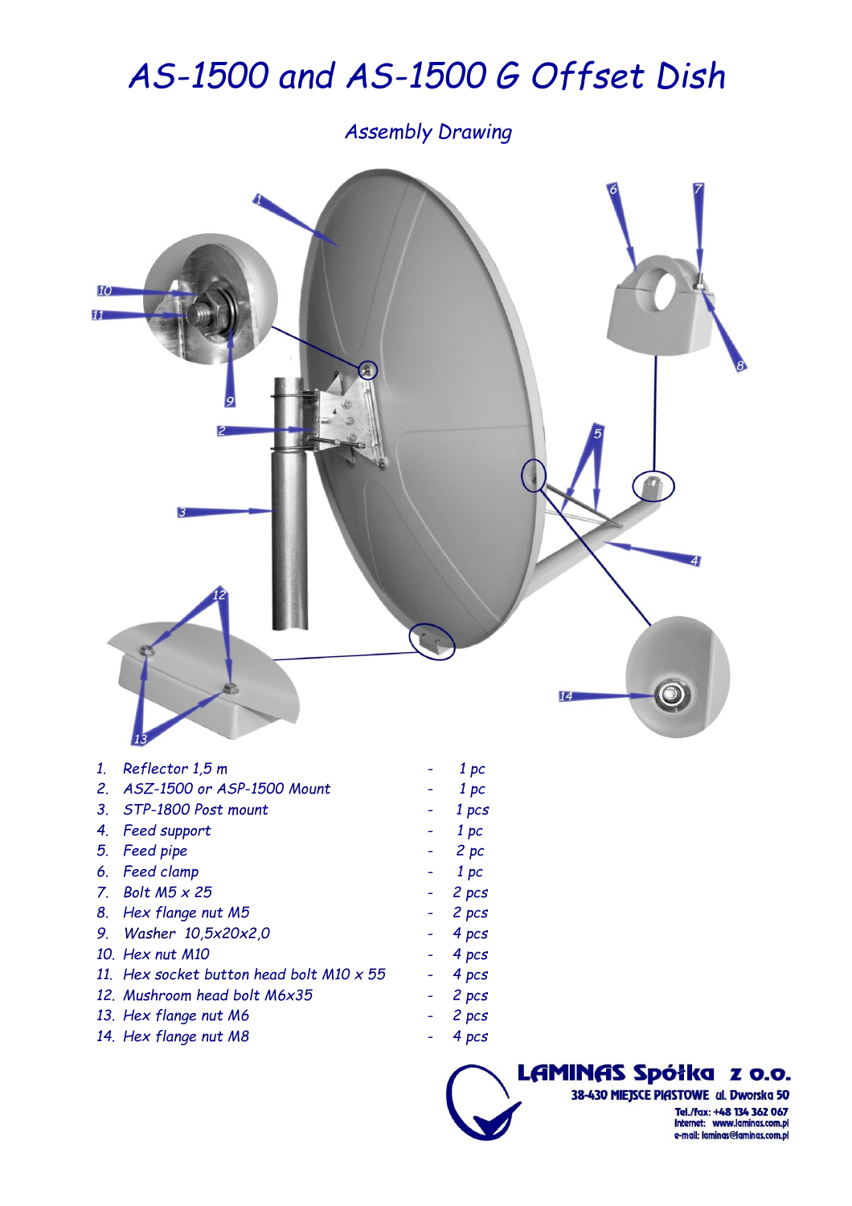# AS-1500 and AS-1500 G Offset Dish

## Assembly Drawing

| | | | |
|---|---|---|---|
| 1. | Reflector 1,5 m | - | 1 pc |
| 2. | ASZ-1500 or ASP-1500 Mount | - | 1 pc |
| 3. | STP-1800 Post mount | - | 1 pcs |
| 4. | Feed support | - | 1 pc |
| 5. | Feed pipe | - | 2 pc |
| 6. | Feed clamp | - | 1 pc |
| 7. | Bolt M5 x 25 | - | 2 pcs |
| 8. | Hex flange nut M5 | - | 2 pcs |
| 9. | Washer 10,5x20x2,0 | - | 4 pcs |
| 10. | Hex nut M10 | - | 4 pcs |
| 11. | Hex socket button head bolt M10 x 55 | - | 4 pcs |
| 12. | Mushroom head bolt M6x35 | - | 2 pcs |
| 13. | Hex flange nut M6 | - | 2 pcs |
| 14. | Hex flange nut M8 | - | 4 pcs |

**LAMINAS Spółka z o.o.**
38-430 MIEJSCE PIASTOWE ul. Dworska 50
Tel./fax: +48 134 362 067
Internet: www.laminas.com.pl
e-mail: laminas@laminas.com.pl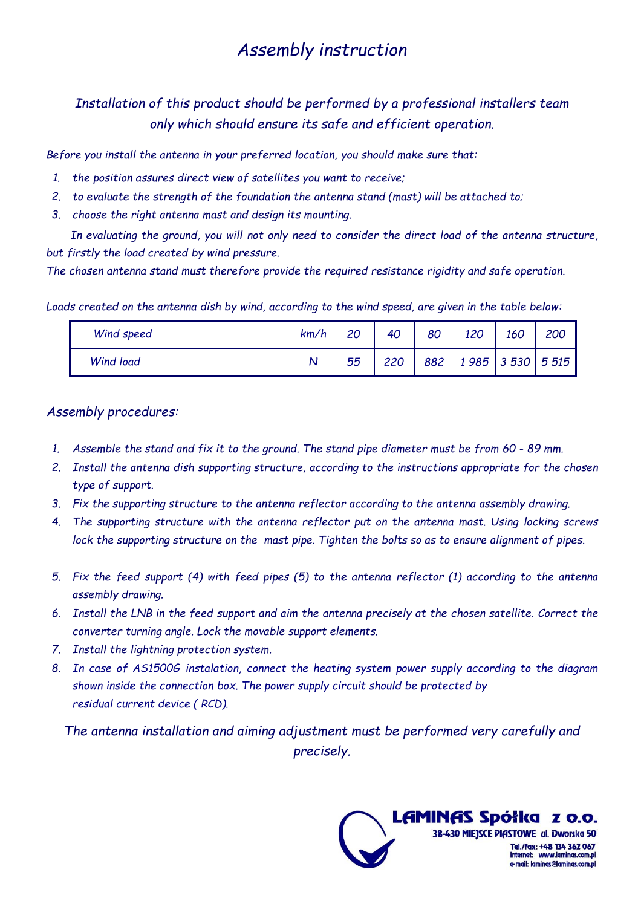# *Assembly instruction*

*Installation of this product should be performed by a professional installers team only which should ensure its safe and efficient operation.*

*Before you install the antenna in your preferred location, you should make sure that:*

1. *the position assures direct view of satellites you want to receive;*
2. *to evaluate the strength of the foundation the antenna stand (mast) will be attached to;*
3. *choose the right antenna mast and design its mounting.*

*In evaluating the ground, you will not only need to consider the direct load of the antenna structure, but firstly the load created by wind pressure.*

*The chosen antenna stand must therefore provide the required resistance rigidity and safe operation.*

*Loads created on the antenna dish by wind, according to the wind speed, are given in the table below:*

| | | | | | | | |
|---|---|---|---|---|---|---|---|
| *Wind speed* | *km/h* | *20* | *40* | *80* | *120* | *160* | *200* |
| *Wind load* | *N* | *55* | *220* | *882* | *1 985* | *3 530* | *5 515* |

## *Assembly procedures:*

1. *Assemble the stand and fix it to the ground. The stand pipe diameter must be from 60 - 89 mm.*
2. *Install the antenna dish supporting structure, according to the instructions appropriate for the chosen type of support.*
3. *Fix the supporting structure to the antenna reflector according to the antenna assembly drawing.*
4. *The supporting structure with the antenna reflector put on the antenna mast. Using locking screws lock the supporting structure on the mast pipe. Tighten the bolts so as to ensure alignment of pipes.*
5. *Fix the feed support (4) with feed pipes (5) to the antenna reflector (1) according to the antenna assembly drawing.*
6. *Install the LNB in the feed support and aim the antenna precisely at the chosen satellite. Correct the converter turning angle. Lock the movable support elements.*
7. *Install the lightning protection system.*
8. *In case of AS1500G instalation, connect the heating system power supply according to the diagram shown inside the connection box. The power supply circuit should be protected by residual current device ( RCD).*

*The antenna installation and aiming adjustment must be performed very carefully and precisely.*

**LAMINAS Spółka z o.o.**
**38-430 MIEJSCE PIASTOWE ul. Dworska 50**
Tel./fax: +48 134 362 067
Internet: www.laminas.com.pl
e-mail: laminas@laminas.com.pl